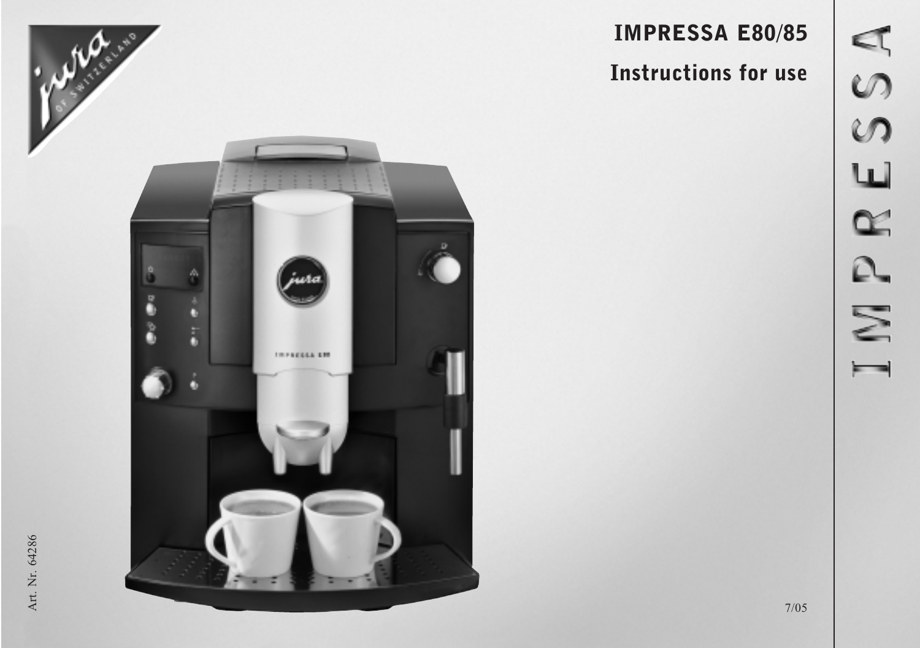# IMPRESSA E80/85

## Instructions for use

IMPRESSA

Art. Nr. 64286

7/05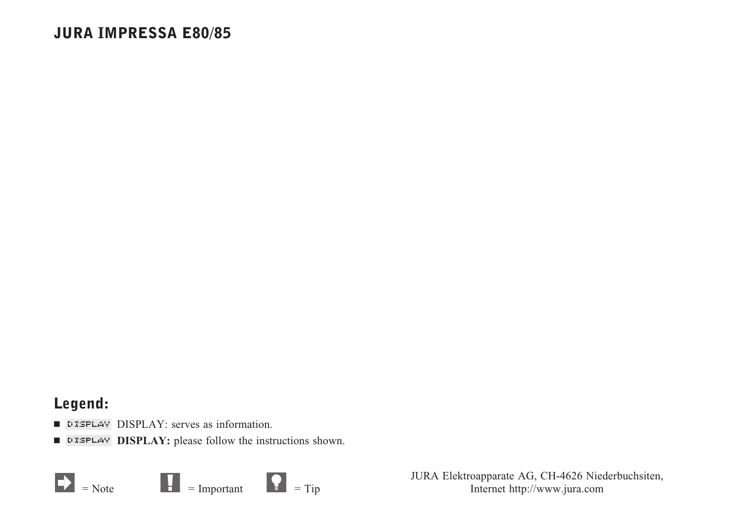# JURA IMPRESSA E80/85

## Legend:

- DISPLAY DISPLAY: serves as information.
- DISPLAY **DISPLAY:** please follow the instructions shown.

= Note = Important = Tip

JURA Elektroapparate AG, CH-4626 Niederbuchsiten,
Internet http://www.jura.com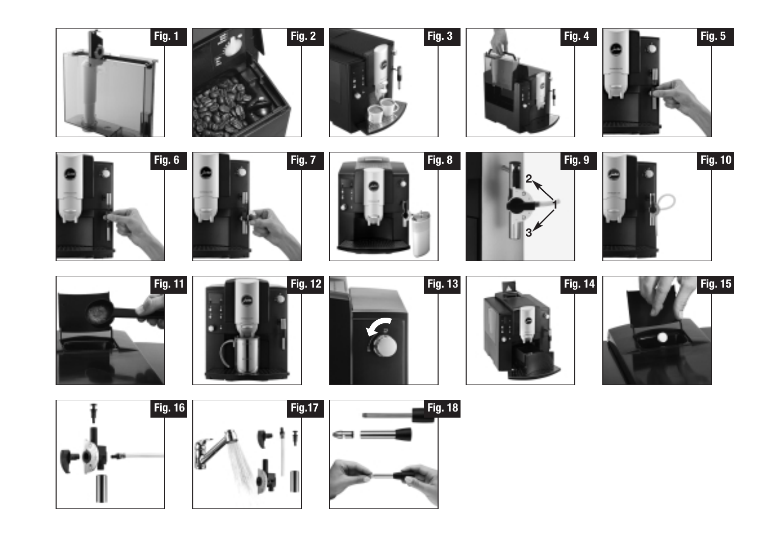Fig. 1

Fig. 2

Fig. 3

Fig. 4

Fig. 5

Fig. 6

Fig. 7

Fig. 8

Fig. 9

Fig. 10

Fig. 11

Fig. 12

Fig. 13

Fig. 14

Fig. 15

Fig. 16

Fig.17

Fig. 18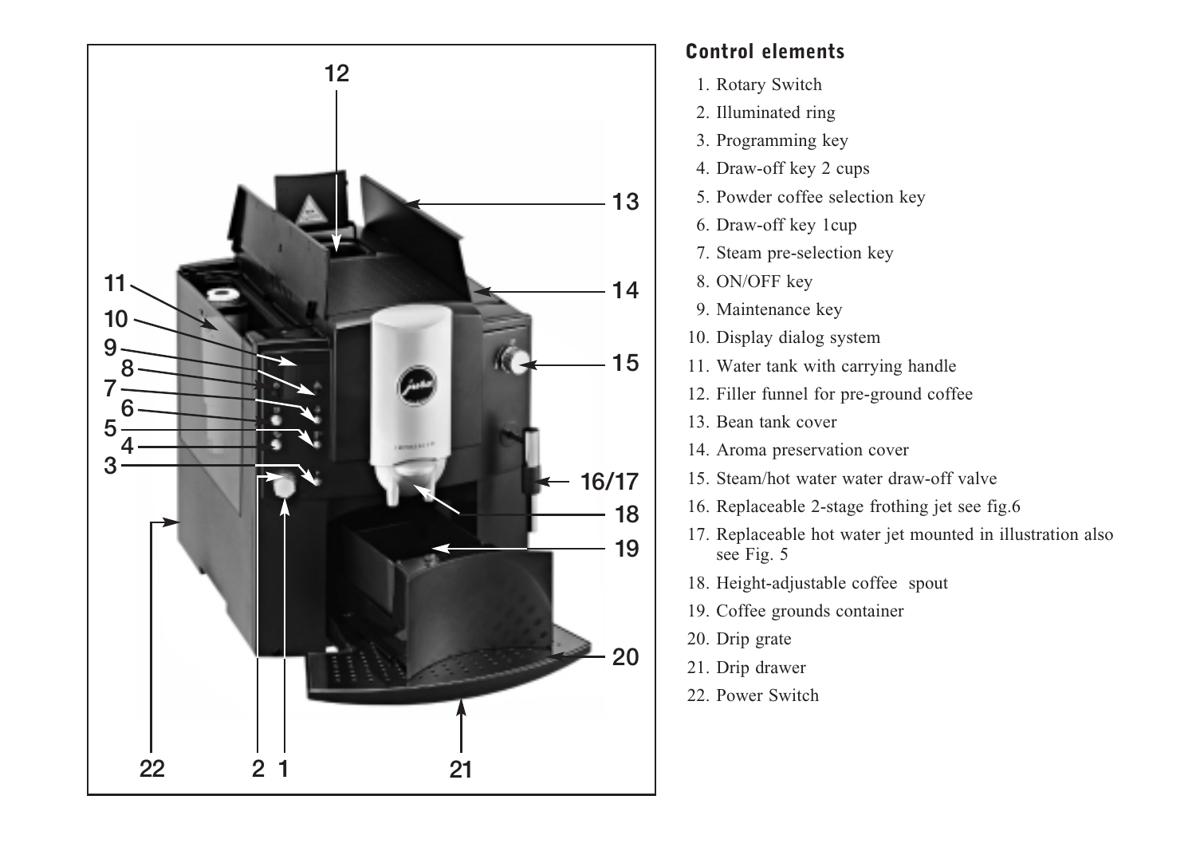## Control elements

1. Rotary Switch
2. Illuminated ring
3. Programming key
4. Draw-off key 2 cups
5. Powder coffee selection key
6. Draw-off key 1cup
7. Steam pre-selection key
8. ON/OFF key
9. Maintenance key
10. Display dialog system
11. Water tank with carrying handle
12. Filler funnel for pre-ground coffee
13. Bean tank cover
14. Aroma preservation cover
15. Steam/hot water water draw-off valve
16. Replaceable 2-stage frothing jet see fig.6
17. Replaceable hot water jet mounted in illustration also see Fig. 5
18. Height-adjustable coffee spout
19. Coffee grounds container
20. Drip grate
21. Drip drawer
22. Power Switch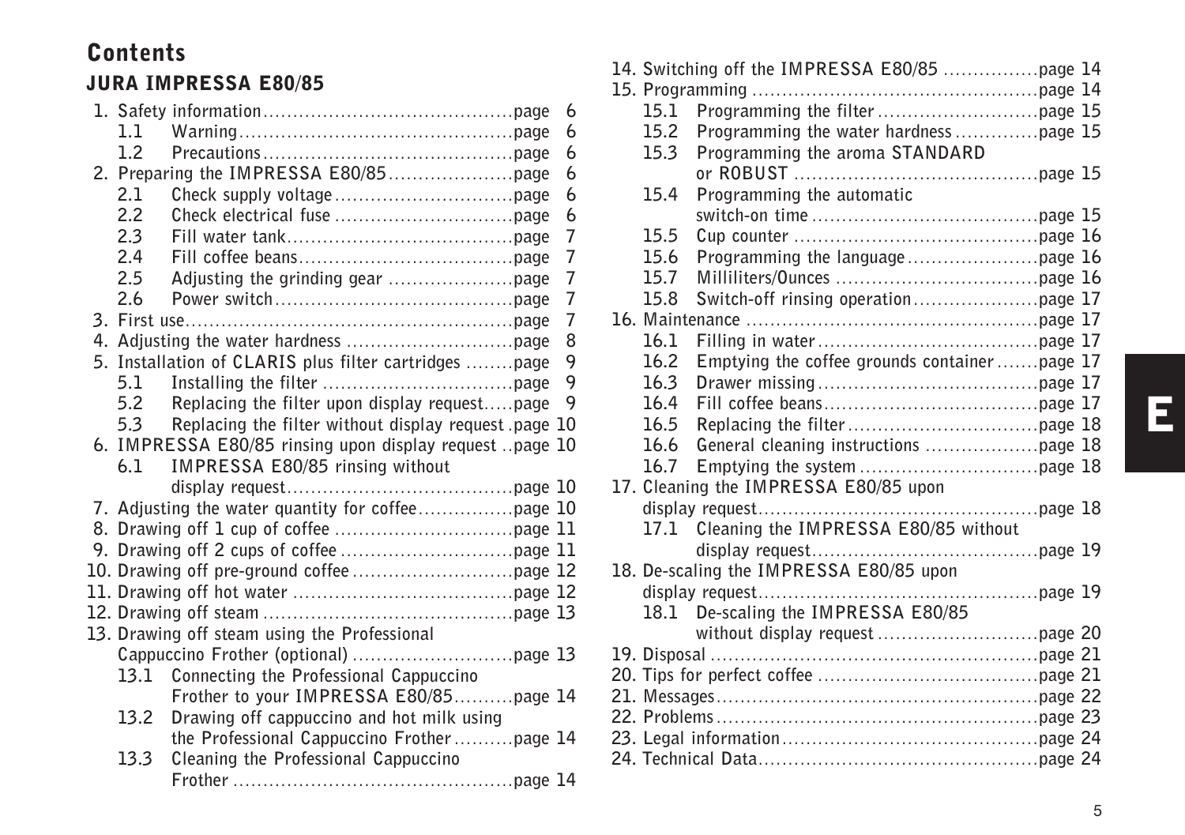# Contents

## JURA IMPRESSA E80/85

1. Safety information ........................................ page 6
   - 1.1 Warning ........................................ page 6
   - 1.2 Precautions ........................................ page 6
2. Preparing the IMPRESSA E80/85 ........................................ page 6
   - 2.1 Check supply voltage ........................................ page 6
   - 2.2 Check electrical fuse ........................................ page 6
   - 2.3 Fill water tank ........................................ page 7
   - 2.4 Fill coffee beans ........................................ page 7
   - 2.5 Adjusting the grinding gear ........................................ page 7
   - 2.6 Power switch ........................................ page 7
3. First use ........................................ page 7
4. Adjusting the water hardness ........................................ page 8
5. Installation of CLARIS plus filter cartridges ........................................ page 9
   - 5.1 Installing the filter ........................................ page 9
   - 5.2 Replacing the filter upon display request ........................................ page 9
   - 5.3 Replacing the filter without display request ........................................ page 10
6. IMPRESSA E80/85 rinsing upon display request ........................................ page 10
   - 6.1 IMPRESSA E80/85 rinsing without display request ........................................ page 10
7. Adjusting the water quantity for coffee ........................................ page 10
8. Drawing off 1 cup of coffee ........................................ page 11
9. Drawing off 2 cups of coffee ........................................ page 11
10. Drawing off pre-ground coffee ........................................ page 12
11. Drawing off hot water ........................................ page 12
12. Drawing off steam ........................................ page 13
13. Drawing off steam using the Professional Cappuccino Frother (optional) ........................................ page 13
    - 13.1 Connecting the Professional Cappuccino Frother to your IMPRESSA E80/85 ........................................ page 14
    - 13.2 Drawing off cappuccino and hot milk using the Professional Cappuccino Frother ........................................ page 14
    - 13.3 Cleaning the Professional Cappuccino Frother ........................................ page 14
14. Switching off the IMPRESSA E80/85 ........................................ page 14
15. Programming ........................................ page 14
    - 15.1 Programming the filter ........................................ page 15
    - 15.2 Programming the water hardness ........................................ page 15
    - 15.3 Programming the aroma STANDARD or ROBUST ........................................ page 15
    - 15.4 Programming the automatic switch-on time ........................................ page 15
    - 15.5 Cup counter ........................................ page 16
    - 15.6 Programming the language ........................................ page 16
    - 15.7 Milliliters/Ounces ........................................ page 16
    - 15.8 Switch-off rinsing operation ........................................ page 17
16. Maintenance ........................................ page 17
    - 16.1 Filling in water ........................................ page 17
    - 16.2 Emptying the coffee grounds container ........................................ page 17
    - 16.3 Drawer missing ........................................ page 17
    - 16.4 Fill coffee beans ........................................ page 17
    - 16.5 Replacing the filter ........................................ page 18
    - 16.6 General cleaning instructions ........................................ page 18
    - 16.7 Emptying the system ........................................ page 18
17. Cleaning the IMPRESSA E80/85 upon display request ........................................ page 18
    - 17.1 Cleaning the IMPRESSA E80/85 without display request ........................................ page 19
18. De-scaling the IMPRESSA E80/85 upon display request ........................................ page 19
    - 18.1 De-scaling the IMPRESSA E80/85 without display request ........................................ page 20
19. Disposal ........................................ page 21
20. Tips for perfect coffee ........................................ page 21
21. Messages ........................................ page 22
22. Problems ........................................ page 23
23. Legal information ........................................ page 24
24. Technical Data ........................................ page 24

E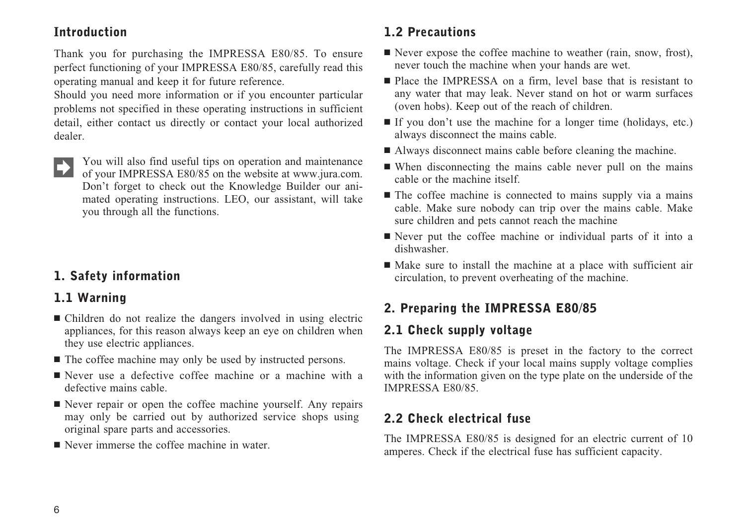## Introduction

Thank you for purchasing the IMPRESSA E80/85. To ensure perfect functioning of your IMPRESSA E80/85, carefully read this operating manual and keep it for future reference.
Should you need more information or if you encounter particular problems not specified in these operating instructions in sufficient detail, either contact us directly or contact your local authorized dealer.

You will also find useful tips on operation and maintenance of your IMPRESSA E80/85 on the website at www.jura.com. Don't forget to check out the Knowledge Builder our animated operating instructions. LEO, our assistant, will take you through all the functions.

## 1. Safety information

### 1.1 Warning

- Children do not realize the dangers involved in using electric appliances, for this reason always keep an eye on children when they use electric appliances.
- The coffee machine may only be used by instructed persons.
- Never use a defective coffee machine or a machine with a defective mains cable.
- Never repair or open the coffee machine yourself. Any repairs may only be carried out by authorized service shops using original spare parts and accessories.
- Never immerse the coffee machine in water.

### 1.2 Precautions

- Never expose the coffee machine to weather (rain, snow, frost), never touch the machine when your hands are wet.
- Place the IMPRESSA on a firm, level base that is resistant to any water that may leak. Never stand on hot or warm surfaces (oven hobs). Keep out of the reach of children.
- If you don't use the machine for a longer time (holidays, etc.) always disconnect the mains cable.
- Always disconnect mains cable before cleaning the machine.
- When disconnecting the mains cable never pull on the mains cable or the machine itself.
- The coffee machine is connected to mains supply via a mains cable. Make sure nobody can trip over the mains cable. Make sure children and pets cannot reach the machine
- Never put the coffee machine or individual parts of it into a dishwasher.
- Make sure to install the machine at a place with sufficient air circulation, to prevent overheating of the machine.

## 2. Preparing the IMPRESSA E80/85

### 2.1 Check supply voltage

The IMPRESSA E80/85 is preset in the factory to the correct mains voltage. Check if your local mains supply voltage complies with the information given on the type plate on the underside of the IMPRESSA E80/85.

### 2.2 Check electrical fuse

The IMPRESSA E80/85 is designed for an electric current of 10 amperes. Check if the electrical fuse has sufficient capacity.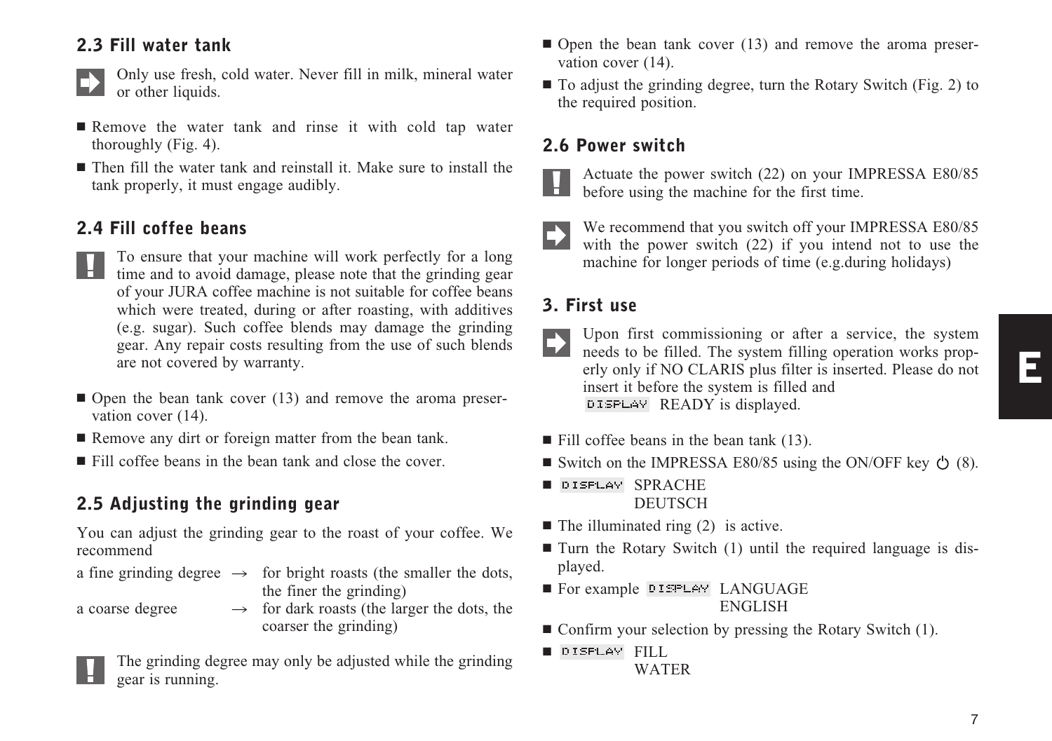## 2.3 Fill water tank

Only use fresh, cold water. Never fill in milk, mineral water or other liquids.

- Remove the water tank and rinse it with cold tap water thoroughly (Fig. 4).
- Then fill the water tank and reinstall it. Make sure to install the tank properly, it must engage audibly.

## 2.4 Fill coffee beans

To ensure that your machine will work perfectly for a long time and to avoid damage, please note that the grinding gear of your JURA coffee machine is not suitable for coffee beans which were treated, during or after roasting, with additives (e.g. sugar). Such coffee blends may damage the grinding gear. Any repair costs resulting from the use of such blends are not covered by warranty.

- Open the bean tank cover (13) and remove the aroma preservation cover (14).
- Remove any dirt or foreign matter from the bean tank.
- Fill coffee beans in the bean tank and close the cover.

## 2.5 Adjusting the grinding gear

You can adjust the grinding gear to the roast of your coffee. We recommend

a fine grinding degree → for bright roasts (the smaller the dots, the finer the grinding)
a coarse degree → for dark roasts (the larger the dots, the coarser the grinding)

The grinding degree may only be adjusted while the grinding gear is running.

- Open the bean tank cover (13) and remove the aroma preservation cover (14).
- To adjust the grinding degree, turn the Rotary Switch (Fig. 2) to the required position.

## 2.6 Power switch

Actuate the power switch (22) on your IMPRESSA E80/85 before using the machine for the first time.

We recommend that you switch off your IMPRESSA E80/85 with the power switch (22) if you intend not to use the machine for longer periods of time (e.g.during holidays)

## 3. First use

Upon first commissioning or after a service, the system needs to be filled. The system filling operation works properly only if NO CLARIS plus filter is inserted. Please do not insert it before the system is filled and DISPLAY READY is displayed.

- Fill coffee beans in the bean tank (13).
- Switch on the IMPRESSA E80/85 using the ON/OFF key ⏻ (8).
- DISPLAY SPRACHE
  DEUTSCH
- The illuminated ring (2) is active.
- Turn the Rotary Switch (1) until the required language is displayed.
- For example DISPLAY LANGUAGE
  ENGLISH
- Confirm your selection by pressing the Rotary Switch (1).
- DISPLAY FILL
  WATER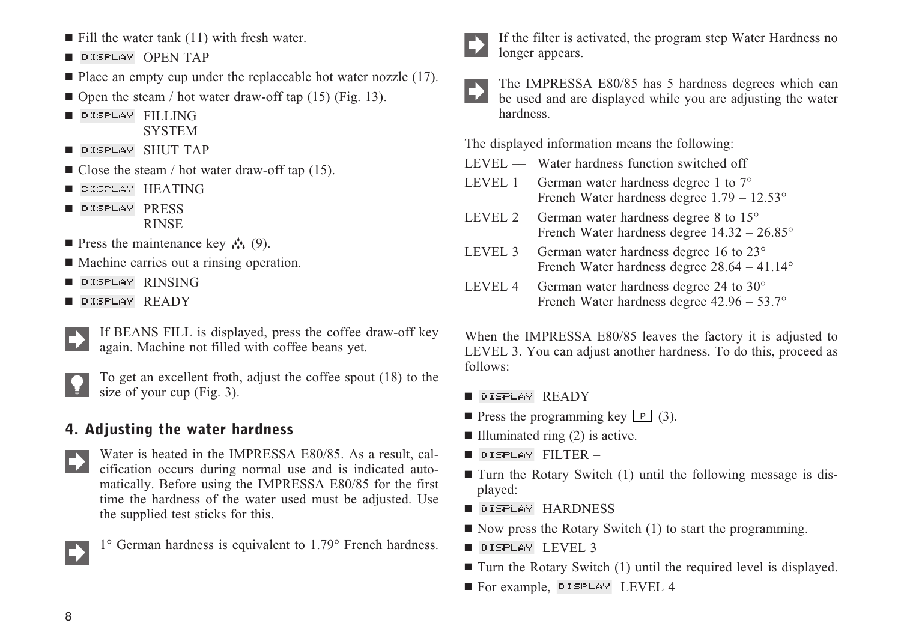- Fill the water tank (11) with fresh water.
- DISPLAY OPEN TAP
- Place an empty cup under the replaceable hot water nozzle (17).
- Open the steam / hot water draw-off tap (15) (Fig. 13).
- DISPLAY FILLING SYSTEM
- DISPLAY SHUT TAP
- Close the steam / hot water draw-off tap (15).
- DISPLAY HEATING
- DISPLAY PRESS RINSE
- Press the maintenance key (9).
- Machine carries out a rinsing operation.
- DISPLAY RINSING
- DISPLAY READY

If BEANS FILL is displayed, press the coffee draw-off key again. Machine not filled with coffee beans yet.

To get an excellent froth, adjust the coffee spout (18) to the size of your cup (Fig. 3).

## 4. Adjusting the water hardness

Water is heated in the IMPRESSA E80/85. As a result, calcification occurs during normal use and is indicated automatically. Before using the IMPRESSA E80/85 for the first time the hardness of the water used must be adjusted. Use the supplied test sticks for this.

1° German hardness is equivalent to 1.79° French hardness.

If the filter is activated, the program step Water Hardness no longer appears.

The IMPRESSA E80/85 has 5 hardness degrees which can be used and are displayed while you are adjusting the water hardness.

The displayed information means the following:

| | |
|---|---|
| LEVEL — | Water hardness function switched off |
| LEVEL 1 | German water hardness degree 1 to 7°<br>French Water hardness degree 1.79 – 12.53° |
| LEVEL 2 | German water hardness degree 8 to 15°<br>French Water hardness degree 14.32 – 26.85° |
| LEVEL 3 | German water hardness degree 16 to 23°<br>French Water hardness degree 28.64 – 41.14° |
| LEVEL 4 | German water hardness degree 24 to 30°<br>French Water hardness degree 42.96 – 53.7° |

When the IMPRESSA E80/85 leaves the factory it is adjusted to LEVEL 3. You can adjust another hardness. To do this, proceed as follows:

- DISPLAY READY
- Press the programming key P (3).
- Illuminated ring (2) is active.
- DISPLAY FILTER –
- Turn the Rotary Switch (1) until the following message is displayed:
- DISPLAY HARDNESS
- Now press the Rotary Switch (1) to start the programming.
- DISPLAY LEVEL 3
- Turn the Rotary Switch (1) until the required level is displayed.
- For example, DISPLAY LEVEL 4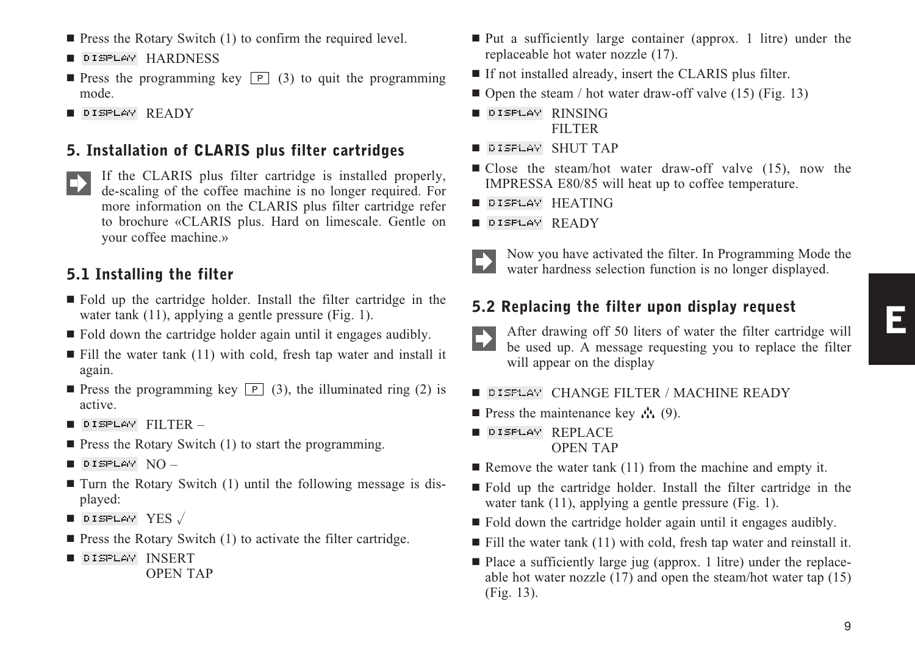- Press the Rotary Switch (1) to confirm the required level.
- DISPLAY HARDNESS
- Press the programming key P (3) to quit the programming mode.
- DISPLAY READY

## 5. Installation of CLARIS plus filter cartridges

If the CLARIS plus filter cartridge is installed properly, de-scaling of the coffee machine is no longer required. For more information on the CLARIS plus filter cartridge refer to brochure «CLARIS plus. Hard on limescale. Gentle on your coffee machine.»

### 5.1 Installing the filter

- Fold up the cartridge holder. Install the filter cartridge in the water tank (11), applying a gentle pressure (Fig. 1).
- Fold down the cartridge holder again until it engages audibly.
- Fill the water tank (11) with cold, fresh tap water and install it again.
- Press the programming key P (3), the illuminated ring (2) is active.
- DISPLAY FILTER –
- Press the Rotary Switch (1) to start the programming.
- DISPLAY NO –
- Turn the Rotary Switch (1) until the following message is displayed:
- DISPLAY YES √
- Press the Rotary Switch (1) to activate the filter cartridge.
- DISPLAY INSERT
  OPEN TAP
- Put a sufficiently large container (approx. 1 litre) under the replaceable hot water nozzle (17).
- If not installed already, insert the CLARIS plus filter.
- Open the steam / hot water draw-off valve (15) (Fig. 13)
- DISPLAY RINSING
  FILTER
- DISPLAY SHUT TAP
- Close the steam/hot water draw-off valve (15), now the IMPRESSA E80/85 will heat up to coffee temperature.
- DISPLAY HEATING
- DISPLAY READY

Now you have activated the filter. In Programming Mode the water hardness selection function is no longer displayed.

### 5.2 Replacing the filter upon display request

After drawing off 50 liters of water the filter cartridge will be used up. A message requesting you to replace the filter will appear on the display

- DISPLAY CHANGE FILTER / MACHINE READY
- Press the maintenance key (9).
- DISPLAY REPLACE
  OPEN TAP
- Remove the water tank (11) from the machine and empty it.
- Fold up the cartridge holder. Install the filter cartridge in the water tank (11), applying a gentle pressure (Fig. 1).
- Fold down the cartridge holder again until it engages audibly.
- Fill the water tank (11) with cold, fresh tap water and reinstall it.
- Place a sufficiently large jug (approx. 1 litre) under the replaceable hot water nozzle (17) and open the steam/hot water tap (15) (Fig. 13).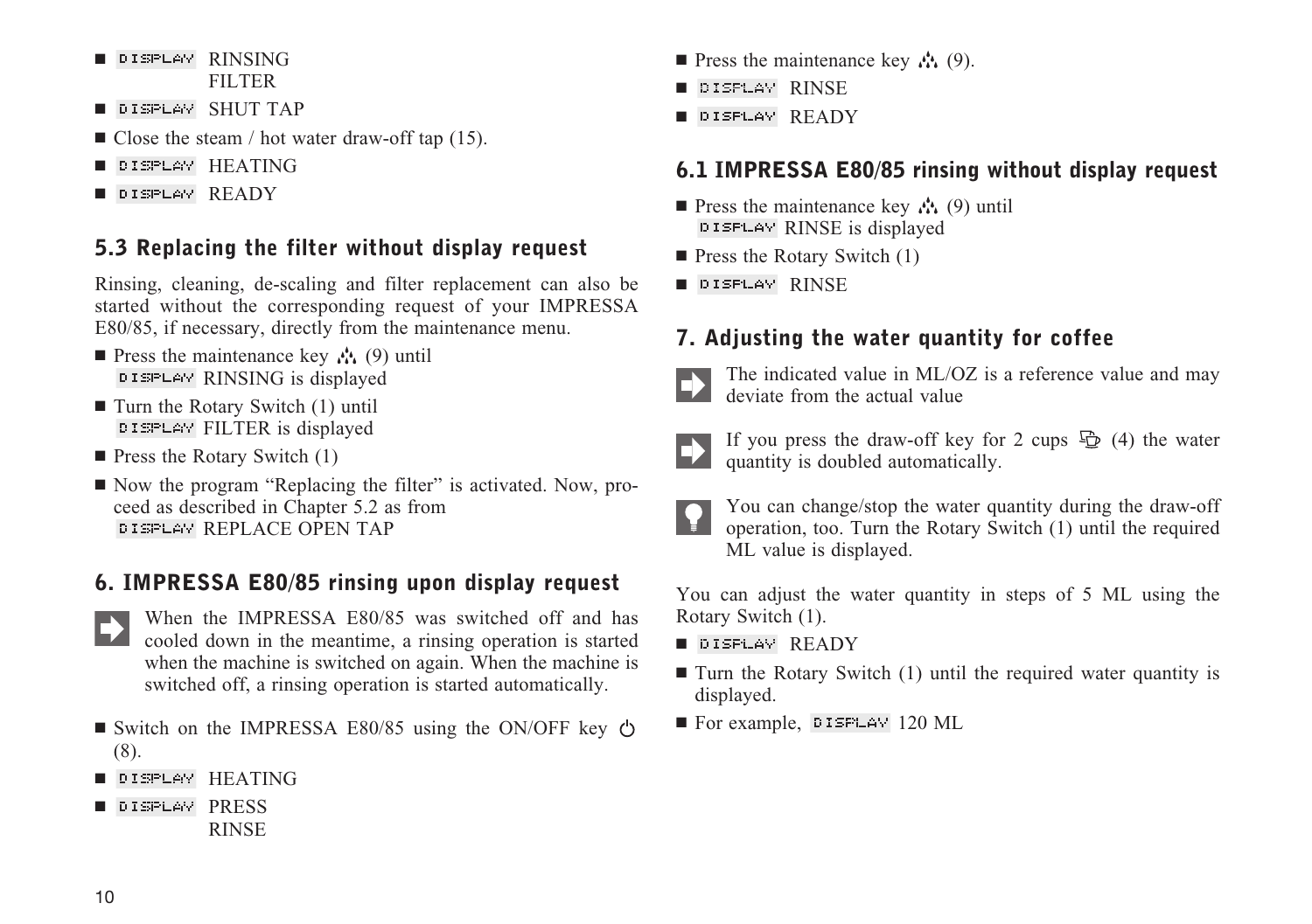- DISPLAY RINSING FILTER
- DISPLAY SHUT TAP
- Close the steam / hot water draw-off tap (15).
- DISPLAY HEATING
- DISPLAY READY

## 5.3 Replacing the filter without display request

Rinsing, cleaning, de-scaling and filter replacement can also be started without the corresponding request of your IMPRESSA E80/85, if necessary, directly from the maintenance menu.

- Press the maintenance key (9) until DISPLAY RINSING is displayed
- Turn the Rotary Switch (1) until DISPLAY FILTER is displayed
- Press the Rotary Switch (1)
- Now the program "Replacing the filter" is activated. Now, proceed as described in Chapter 5.2 as from DISPLAY REPLACE OPEN TAP

## 6. IMPRESSA E80/85 rinsing upon display request

When the IMPRESSA E80/85 was switched off and has cooled down in the meantime, a rinsing operation is started when the machine is switched on again. When the machine is switched off, a rinsing operation is started automatically.

- Switch on the IMPRESSA E80/85 using the ON/OFF key (8).
- DISPLAY HEATING
- DISPLAY PRESS RINSE
- Press the maintenance key (9).
- DISPLAY RINSE
- DISPLAY READY

## 6.1 IMPRESSA E80/85 rinsing without display request

- Press the maintenance key (9) until DISPLAY RINSE is displayed
- Press the Rotary Switch (1)
- DISPLAY RINSE

## 7. Adjusting the water quantity for coffee

The indicated value in ML/OZ is a reference value and may deviate from the actual value

If you press the draw-off key for 2 cups (4) the water quantity is doubled automatically.

You can change/stop the water quantity during the draw-off operation, too. Turn the Rotary Switch (1) until the required ML value is displayed.

You can adjust the water quantity in steps of 5 ML using the Rotary Switch (1).

- DISPLAY READY
- Turn the Rotary Switch (1) until the required water quantity is displayed.
- For example, DISPLAY 120 ML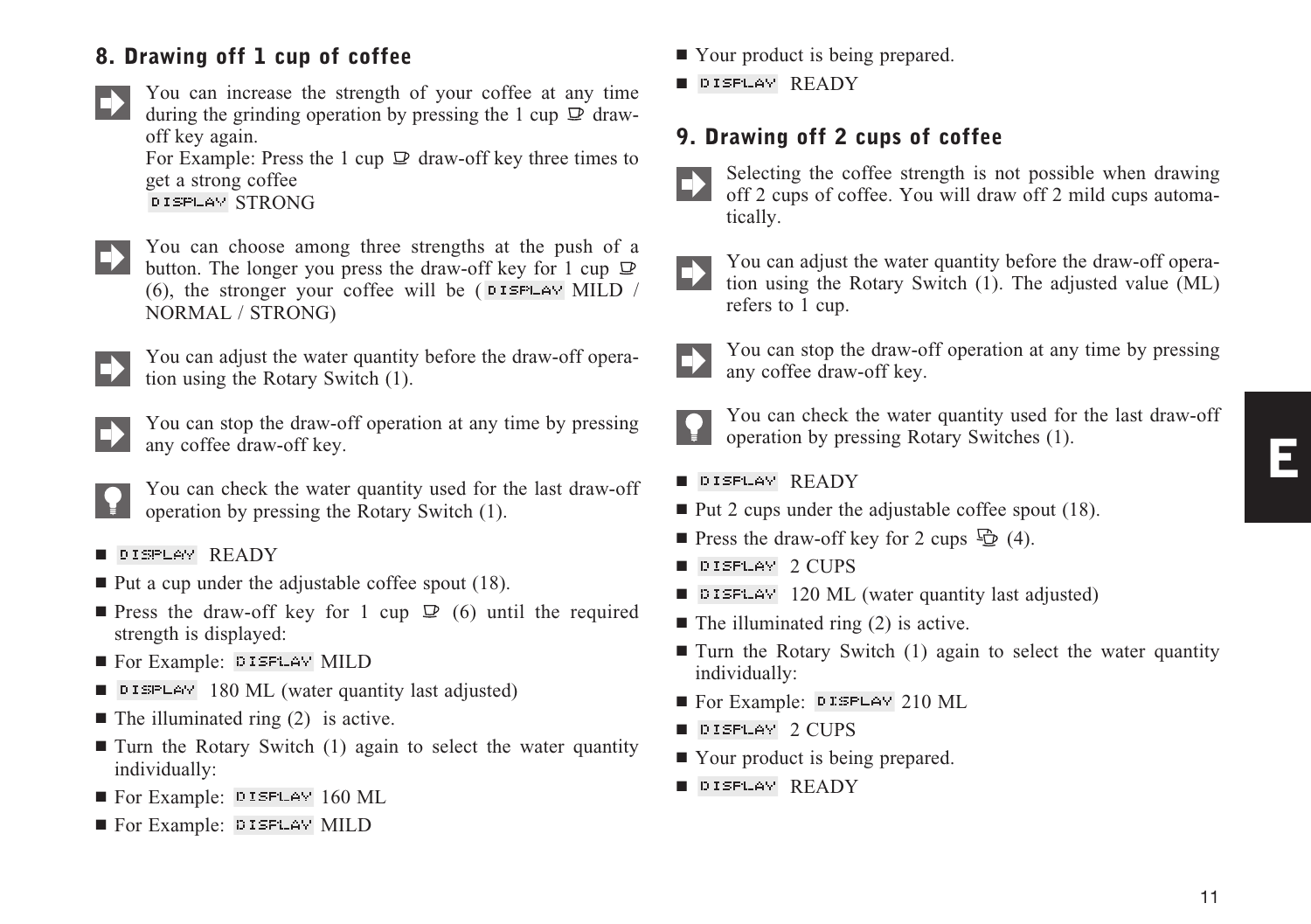## 8. Drawing off 1 cup of coffee

You can increase the strength of your coffee at any time during the grinding operation by pressing the 1 cup draw-off key again.
For Example: Press the 1 cup draw-off key three times to get a strong coffee
DISPLAY STRONG

You can choose among three strengths at the push of a button. The longer you press the draw-off key for 1 cup (6), the stronger your coffee will be ( DISPLAY MILD / NORMAL / STRONG)

You can adjust the water quantity before the draw-off operation using the Rotary Switch (1).

You can stop the draw-off operation at any time by pressing any coffee draw-off key.

You can check the water quantity used for the last draw-off operation by pressing the Rotary Switch (1).

- DISPLAY READY
- Put a cup under the adjustable coffee spout (18).
- Press the draw-off key for 1 cup (6) until the required strength is displayed:
- For Example: DISPLAY MILD
- DISPLAY 180 ML (water quantity last adjusted)
- The illuminated ring (2) is active.
- Turn the Rotary Switch (1) again to select the water quantity individually:
- For Example: DISPLAY 160 ML
- For Example: DISPLAY MILD
- Your product is being prepared.
- DISPLAY READY

## 9. Drawing off 2 cups of coffee

Selecting the coffee strength is not possible when drawing off 2 cups of coffee. You will draw off 2 mild cups automatically.

You can adjust the water quantity before the draw-off operation using the Rotary Switch (1). The adjusted value (ML) refers to 1 cup.

You can stop the draw-off operation at any time by pressing any coffee draw-off key.

You can check the water quantity used for the last draw-off operation by pressing Rotary Switches (1).

- DISPLAY READY
- Put 2 cups under the adjustable coffee spout (18).
- Press the draw-off key for 2 cups (4).
- DISPLAY 2 CUPS
- DISPLAY 120 ML (water quantity last adjusted)
- The illuminated ring (2) is active.
- Turn the Rotary Switch (1) again to select the water quantity individually:
- For Example: DISPLAY 210 ML
- DISPLAY 2 CUPS
- Your product is being prepared.
- DISPLAY READY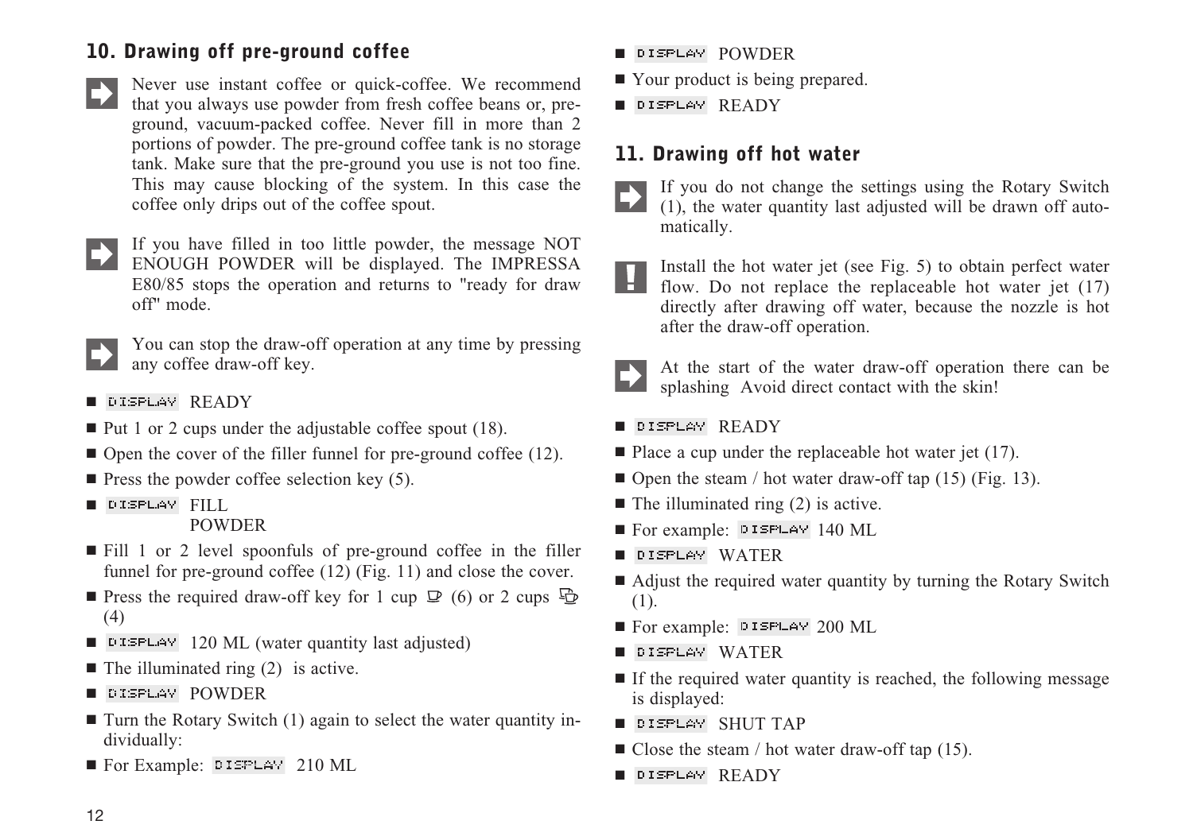## 10. Drawing off pre-ground coffee

Never use instant coffee or quick-coffee. We recommend that you always use powder from fresh coffee beans or, pre-ground, vacuum-packed coffee. Never fill in more than 2 portions of powder. The pre-ground coffee tank is no storage tank. Make sure that the pre-ground you use is not too fine. This may cause blocking of the system. In this case the coffee only drips out of the coffee spout.

If you have filled in too little powder, the message NOT ENOUGH POWDER will be displayed. The IMPRESSA E80/85 stops the operation and returns to "ready for draw off" mode.

You can stop the draw-off operation at any time by pressing any coffee draw-off key.

- DISPLAY READY
- Put 1 or 2 cups under the adjustable coffee spout (18).
- Open the cover of the filler funnel for pre-ground coffee (12).
- Press the powder coffee selection key (5).
- DISPLAY FILL POWDER
- Fill 1 or 2 level spoonfuls of pre-ground coffee in the filler funnel for pre-ground coffee (12) (Fig. 11) and close the cover.
- Press the required draw-off key for 1 cup (6) or 2 cups (4)
- DISPLAY 120 ML (water quantity last adjusted)
- The illuminated ring (2) is active.
- DISPLAY POWDER
- Turn the Rotary Switch (1) again to select the water quantity individually:
- For Example: DISPLAY 210 ML
- DISPLAY POWDER
- Your product is being prepared.
- DISPLAY READY

## 11. Drawing off hot water

If you do not change the settings using the Rotary Switch (1), the water quantity last adjusted will be drawn off automatically.

Install the hot water jet (see Fig. 5) to obtain perfect water flow. Do not replace the replaceable hot water jet (17) directly after drawing off water, because the nozzle is hot after the draw-off operation.

At the start of the water draw-off operation there can be splashing Avoid direct contact with the skin!

- DISPLAY READY
- Place a cup under the replaceable hot water jet (17).
- Open the steam / hot water draw-off tap (15) (Fig. 13).
- The illuminated ring (2) is active.
- For example: DISPLAY 140 ML
- DISPLAY WATER
- Adjust the required water quantity by turning the Rotary Switch (1).
- For example: DISPLAY 200 ML
- DISPLAY WATER
- If the required water quantity is reached, the following message is displayed:
- DISPLAY SHUT TAP
- Close the steam / hot water draw-off tap (15).
- DISPLAY READY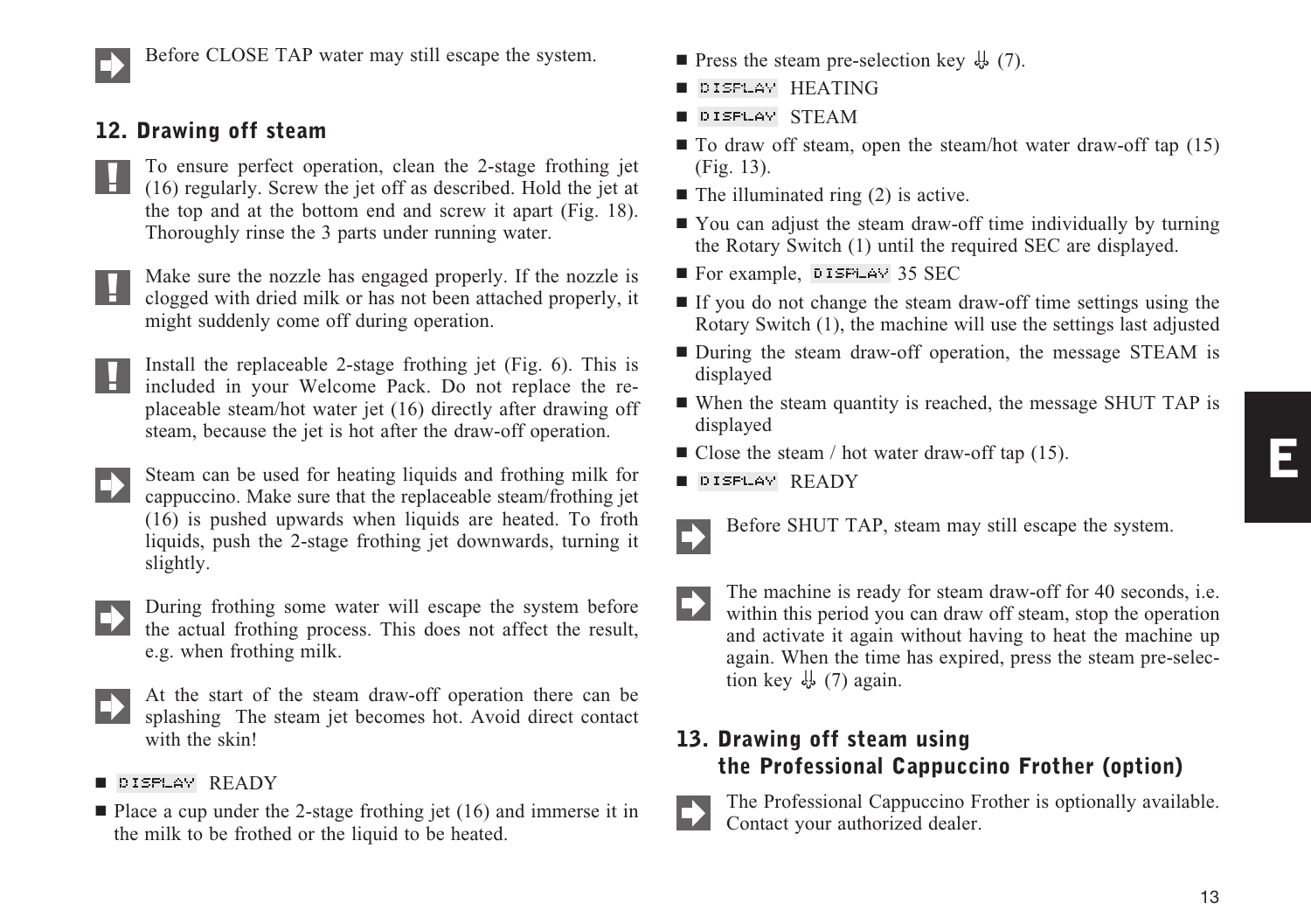Before CLOSE TAP water may still escape the system.

## 12. Drawing off steam

To ensure perfect operation, clean the 2-stage frothing jet (16) regularly. Screw the jet off as described. Hold the jet at the top and at the bottom end and screw it apart (Fig. 18). Thoroughly rinse the 3 parts under running water.

Make sure the nozzle has engaged properly. If the nozzle is clogged with dried milk or has not been attached properly, it might suddenly come off during operation.

Install the replaceable 2-stage frothing jet (Fig. 6). This is included in your Welcome Pack. Do not replace the replaceable steam/hot water jet (16) directly after drawing off steam, because the jet is hot after the draw-off operation.

Steam can be used for heating liquids and frothing milk for cappuccino. Make sure that the replaceable steam/frothing jet (16) is pushed upwards when liquids are heated. To froth liquids, push the 2-stage frothing jet downwards, turning it slightly.

During frothing some water will escape the system before the actual frothing process. This does not affect the result, e.g. when frothing milk.

At the start of the steam draw-off operation there can be splashing The steam jet becomes hot. Avoid direct contact with the skin!

- DISPLAY READY
- Place a cup under the 2-stage frothing jet (16) and immerse it in the milk to be frothed or the liquid to be heated.
- Press the steam pre-selection key (7).
- DISPLAY HEATING
- DISPLAY STEAM
- To draw off steam, open the steam/hot water draw-off tap (15) (Fig. 13).
- The illuminated ring (2) is active.
- You can adjust the steam draw-off time individually by turning the Rotary Switch (1) until the required SEC are displayed.
- For example, DISPLAY 35 SEC
- If you do not change the steam draw-off time settings using the Rotary Switch (1), the machine will use the settings last adjusted
- During the steam draw-off operation, the message STEAM is displayed
- When the steam quantity is reached, the message SHUT TAP is displayed
- Close the steam / hot water draw-off tap (15).
- DISPLAY READY

Before SHUT TAP, steam may still escape the system.

The machine is ready for steam draw-off for 40 seconds, i.e. within this period you can draw off steam, stop the operation and activate it again without having to heat the machine up again. When the time has expired, press the steam pre-selection key (7) again.

## 13. Drawing off steam using the Professional Cappuccino Frother (option)

The Professional Cappuccino Frother is optionally available. Contact your authorized dealer.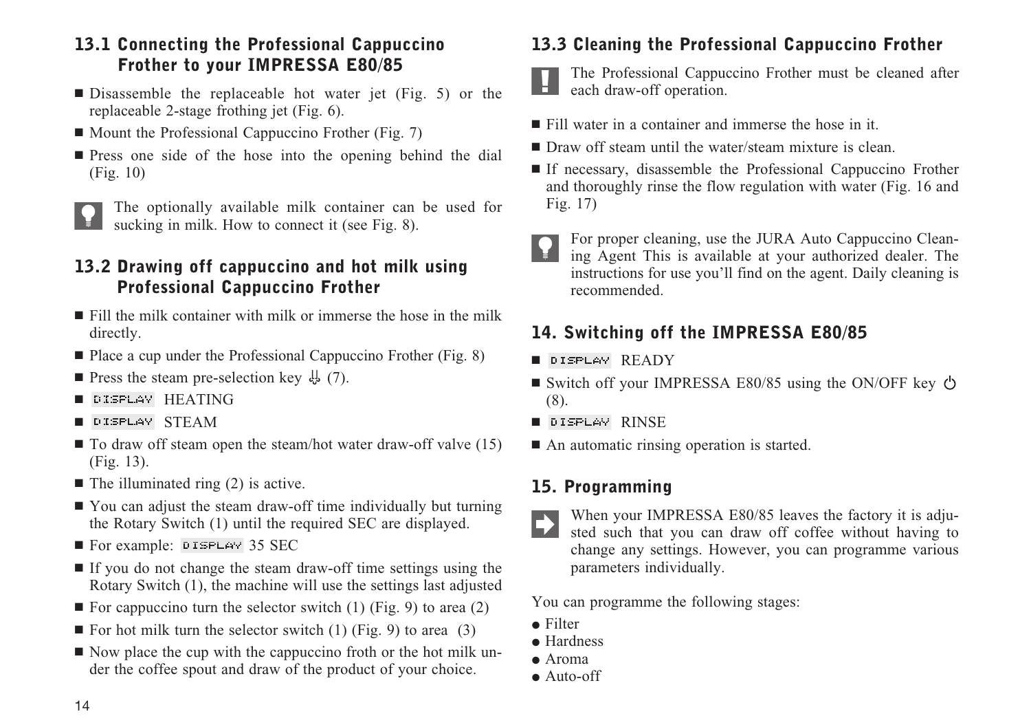## 13.1 Connecting the Professional Cappuccino Frother to your IMPRESSA E80/85

- Disassemble the replaceable hot water jet (Fig. 5) or the replaceable 2-stage frothing jet (Fig. 6).
- Mount the Professional Cappuccino Frother (Fig. 7)
- Press one side of the hose into the opening behind the dial (Fig. 10)

The optionally available milk container can be used for sucking in milk. How to connect it (see Fig. 8).

## 13.2 Drawing off cappuccino and hot milk using Professional Cappuccino Frother

- Fill the milk container with milk or immerse the hose in the milk directly.
- Place a cup under the Professional Cappuccino Frother (Fig. 8)
- Press the steam pre-selection key (7).
- DISPLAY HEATING
- DISPLAY STEAM
- To draw off steam open the steam/hot water draw-off valve (15) (Fig. 13).
- The illuminated ring (2) is active.
- You can adjust the steam draw-off time individually but turning the Rotary Switch (1) until the required SEC are displayed.
- For example: DISPLAY 35 SEC
- If you do not change the steam draw-off time settings using the Rotary Switch (1), the machine will use the settings last adjusted
- For cappuccino turn the selector switch (1) (Fig. 9) to area (2)
- For hot milk turn the selector switch (1) (Fig. 9) to area (3)
- Now place the cup with the cappuccino froth or the hot milk under the coffee spout and draw of the product of your choice.

## 13.3 Cleaning the Professional Cappuccino Frother

The Professional Cappuccino Frother must be cleaned after each draw-off operation.

- Fill water in a container and immerse the hose in it.
- Draw off steam until the water/steam mixture is clean.
- If necessary, disassemble the Professional Cappuccino Frother and thoroughly rinse the flow regulation with water (Fig. 16 and Fig. 17)

For proper cleaning, use the JURA Auto Cappuccino Cleaning Agent This is available at your authorized dealer. The instructions for use you'll find on the agent. Daily cleaning is recommended.

## 14. Switching off the IMPRESSA E80/85

- DISPLAY READY
- Switch off your IMPRESSA E80/85 using the ON/OFF key (8).
- DISPLAY RINSE
- An automatic rinsing operation is started.

## 15. Programming

When your IMPRESSA E80/85 leaves the factory it is adjusted such that you can draw off coffee without having to change any settings. However, you can programme various parameters individually.

You can programme the following stages:

- Filter
- Hardness
- Aroma
- Auto-off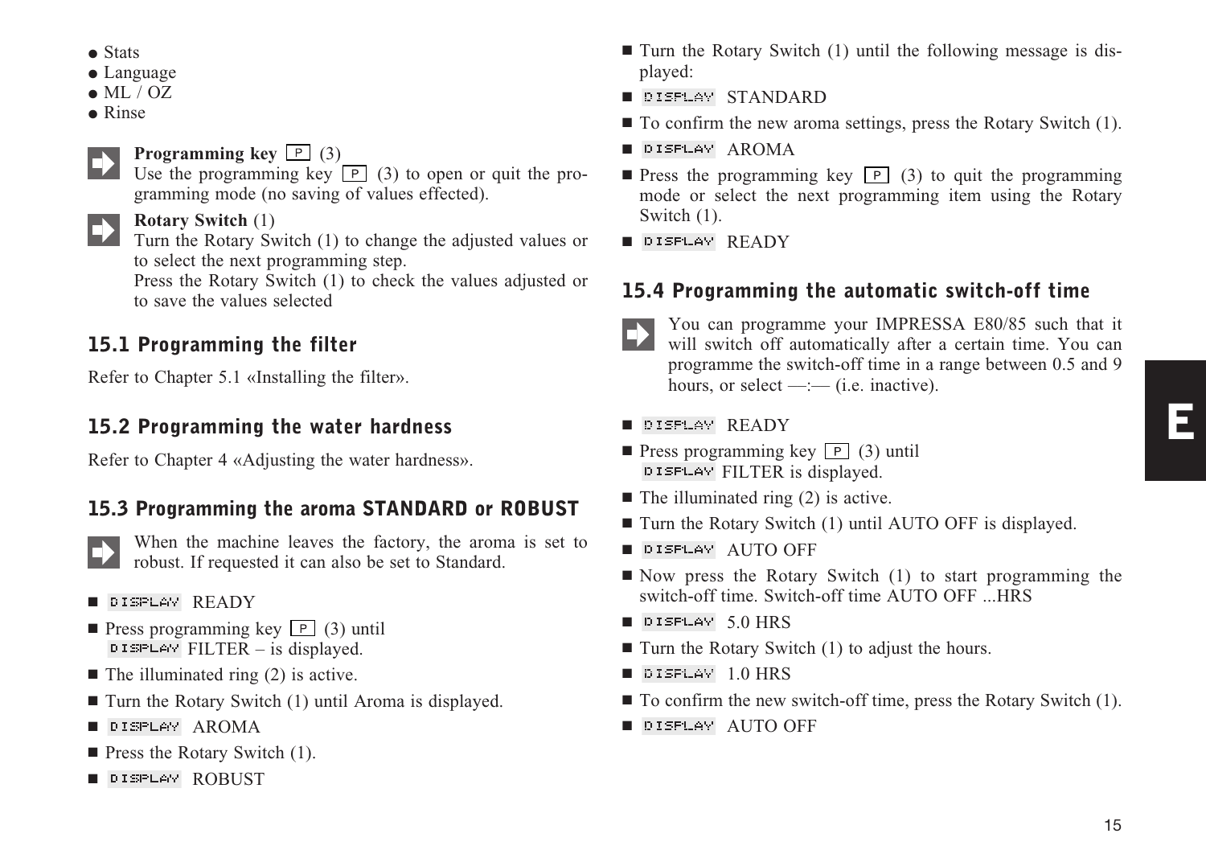- Stats
- Language
- ML / OZ
- Rinse

**Programming key** P (3)
Use the programming key P (3) to open or quit the programming mode (no saving of values effected).

**Rotary Switch** (1)
Turn the Rotary Switch (1) to change the adjusted values or to select the next programming step.
Press the Rotary Switch (1) to check the values adjusted or to save the values selected

## 15.1 Programming the filter

Refer to Chapter 5.1 «Installing the filter».

## 15.2 Programming the water hardness

Refer to Chapter 4 «Adjusting the water hardness».

## 15.3 Programming the aroma STANDARD or ROBUST

When the machine leaves the factory, the aroma is set to robust. If requested it can also be set to Standard.

- DISPLAY READY
- Press programming key P (3) until DISPLAY FILTER – is displayed.
- The illuminated ring (2) is active.
- Turn the Rotary Switch (1) until Aroma is displayed.
- DISPLAY AROMA
- Press the Rotary Switch (1).
- DISPLAY ROBUST
- Turn the Rotary Switch (1) until the following message is displayed:
- DISPLAY STANDARD
- To confirm the new aroma settings, press the Rotary Switch (1).
- DISPLAY AROMA
- Press the programming key P (3) to quit the programming mode or select the next programming item using the Rotary Switch (1).
- DISPLAY READY

## 15.4 Programming the automatic switch-off time

You can programme your IMPRESSA E80/85 such that it will switch off automatically after a certain time. You can programme the switch-off time in a range between 0.5 and 9 hours, or select —:— (i.e. inactive).

- DISPLAY READY
- Press programming key P (3) until DISPLAY FILTER is displayed.
- The illuminated ring (2) is active.
- Turn the Rotary Switch (1) until AUTO OFF is displayed.
- DISPLAY AUTO OFF
- Now press the Rotary Switch (1) to start programming the switch-off time. Switch-off time AUTO OFF ...HRS
- DISPLAY 5.0 HRS
- Turn the Rotary Switch (1) to adjust the hours.
- DISPLAY 1.0 HRS
- To confirm the new switch-off time, press the Rotary Switch (1).
- DISPLAY AUTO OFF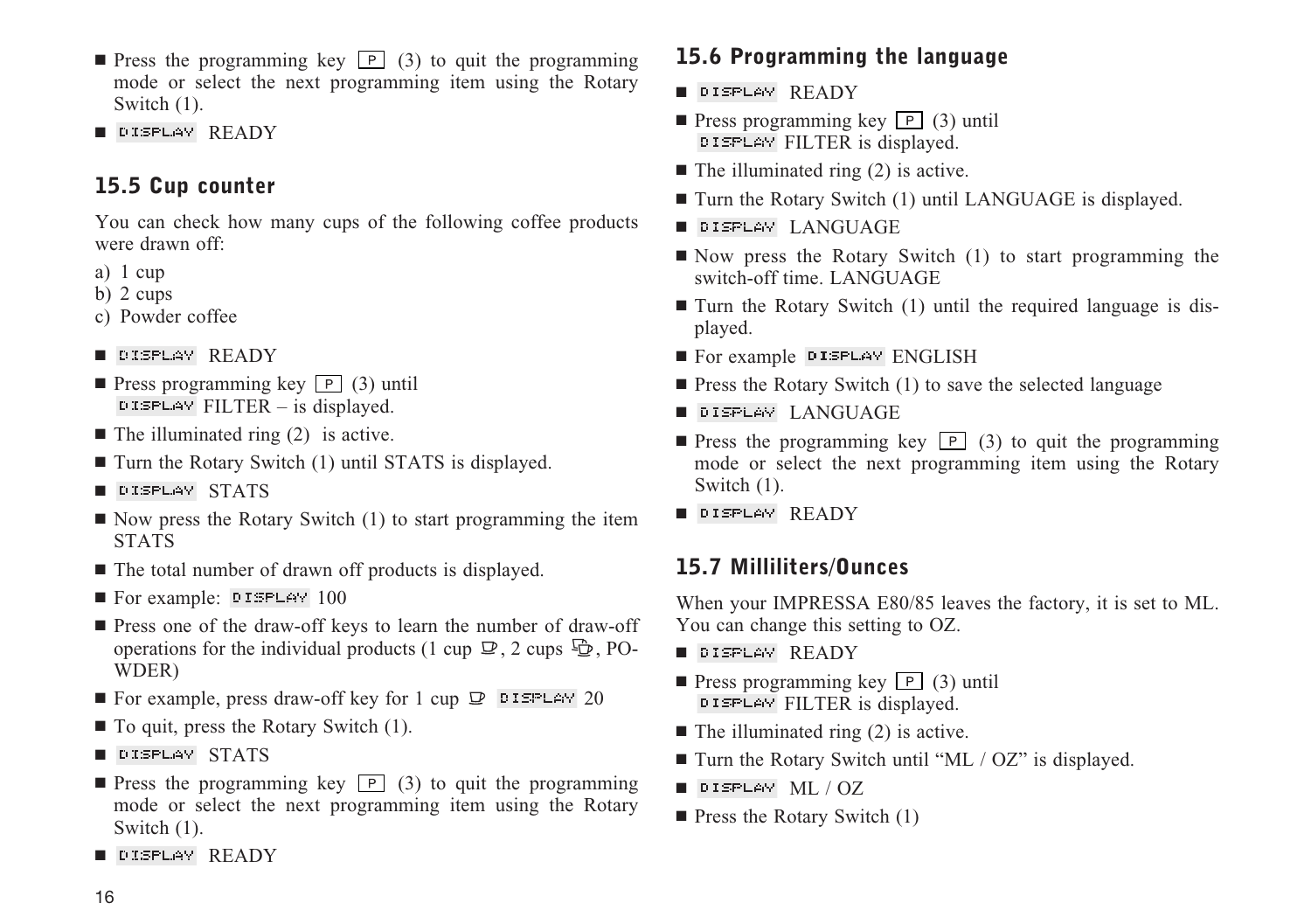- Press the programming key P (3) to quit the programming mode or select the next programming item using the Rotary Switch (1).
- DISPLAY READY

## 15.5 Cup counter

You can check how many cups of the following coffee products were drawn off:

a) 1 cup
b) 2 cups
c) Powder coffee

- DISPLAY READY
- Press programming key P (3) until DISPLAY FILTER – is displayed.
- The illuminated ring (2) is active.
- Turn the Rotary Switch (1) until STATS is displayed.
- DISPLAY STATS
- Now press the Rotary Switch (1) to start programming the item STATS
- The total number of drawn off products is displayed.
- For example: DISPLAY 100
- Press one of the draw-off keys to learn the number of draw-off operations for the individual products (1 cup, 2 cups, POWDER)
- For example, press draw-off key for 1 cup DISPLAY 20
- To quit, press the Rotary Switch (1).
- DISPLAY STATS
- Press the programming key P (3) to quit the programming mode or select the next programming item using the Rotary Switch (1).
- DISPLAY READY

## 15.6 Programming the language

- DISPLAY READY
- Press programming key P (3) until DISPLAY FILTER is displayed.
- The illuminated ring (2) is active.
- Turn the Rotary Switch (1) until LANGUAGE is displayed.
- DISPLAY LANGUAGE
- Now press the Rotary Switch (1) to start programming the switch-off time. LANGUAGE
- Turn the Rotary Switch (1) until the required language is displayed.
- For example DISPLAY ENGLISH
- Press the Rotary Switch (1) to save the selected language
- DISPLAY LANGUAGE
- Press the programming key P (3) to quit the programming mode or select the next programming item using the Rotary Switch (1).
- DISPLAY READY

## 15.7 Milliliters/Ounces

When your IMPRESSA E80/85 leaves the factory, it is set to ML. You can change this setting to OZ.

- DISPLAY READY
- Press programming key P (3) until DISPLAY FILTER is displayed.
- The illuminated ring (2) is active.
- Turn the Rotary Switch until “ML / OZ” is displayed.
- DISPLAY ML / OZ
- Press the Rotary Switch (1)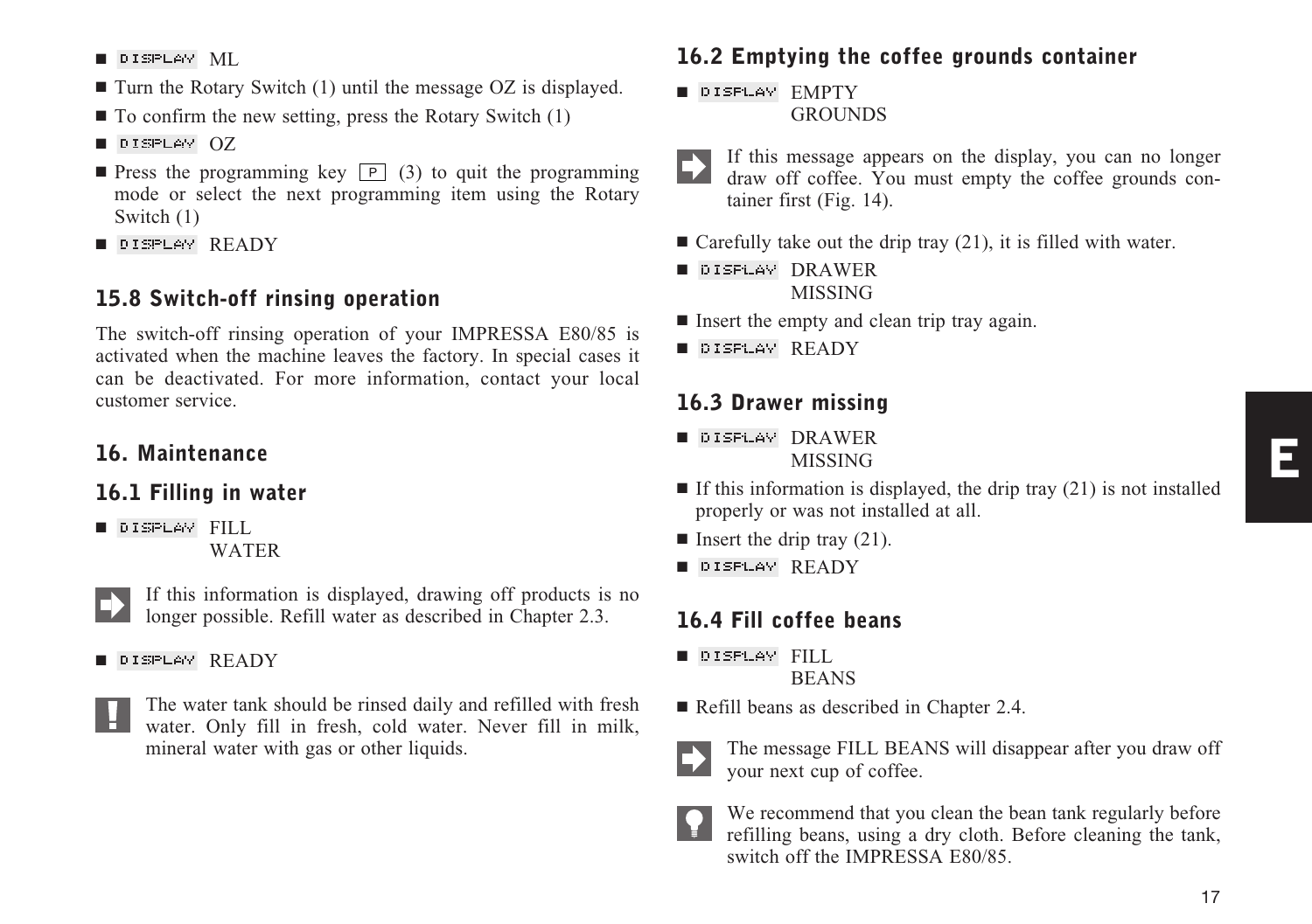- DISPLAY ML
- Turn the Rotary Switch (1) until the message OZ is displayed.
- To confirm the new setting, press the Rotary Switch (1)
- DISPLAY OZ
- Press the programming key P (3) to quit the programming mode or select the next programming item using the Rotary Switch (1)
- DISPLAY READY

## 15.8 Switch-off rinsing operation

The switch-off rinsing operation of your IMPRESSA E80/85 is activated when the machine leaves the factory. In special cases it can be deactivated. For more information, contact your local customer service.

# 16. Maintenance

## 16.1 Filling in water

- DISPLAY FILL WATER

If this information is displayed, drawing off products is no longer possible. Refill water as described in Chapter 2.3.

- DISPLAY READY

The water tank should be rinsed daily and refilled with fresh water. Only fill in fresh, cold water. Never fill in milk, mineral water with gas or other liquids.

## 16.2 Emptying the coffee grounds container

- DISPLAY EMPTY GROUNDS

If this message appears on the display, you can no longer draw off coffee. You must empty the coffee grounds container first (Fig. 14).

- Carefully take out the drip tray (21), it is filled with water.
- DISPLAY DRAWER MISSING
- Insert the empty and clean trip tray again.
- DISPLAY READY

## 16.3 Drawer missing

- DISPLAY DRAWER MISSING
- If this information is displayed, the drip tray (21) is not installed properly or was not installed at all.
- Insert the drip tray (21).
- DISPLAY READY

## 16.4 Fill coffee beans

- DISPLAY FILL BEANS
- Refill beans as described in Chapter 2.4.

The message FILL BEANS will disappear after you draw off your next cup of coffee.

We recommend that you clean the bean tank regularly before refilling beans, using a dry cloth. Before cleaning the tank, switch off the IMPRESSA E80/85.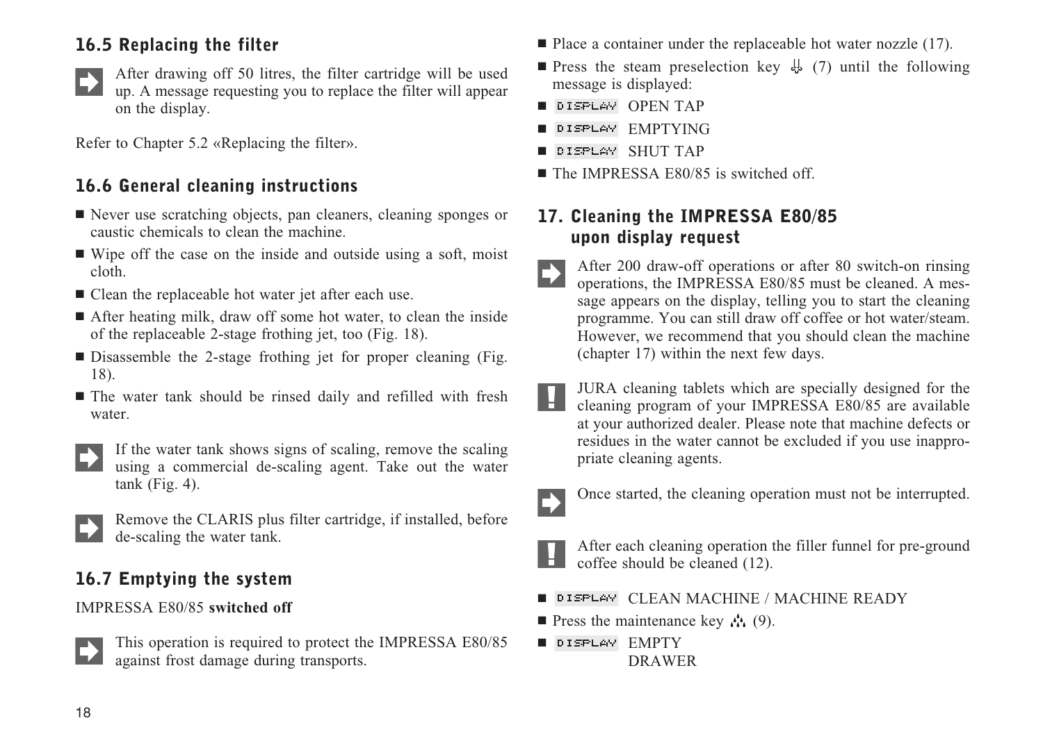## 16.5 Replacing the filter

After drawing off 50 litres, the filter cartridge will be used up. A message requesting you to replace the filter will appear on the display.

Refer to Chapter 5.2 «Replacing the filter».

## 16.6 General cleaning instructions

- Never use scratching objects, pan cleaners, cleaning sponges or caustic chemicals to clean the machine.
- Wipe off the case on the inside and outside using a soft, moist cloth.
- Clean the replaceable hot water jet after each use.
- After heating milk, draw off some hot water, to clean the inside of the replaceable 2-stage frothing jet, too (Fig. 18).
- Disassemble the 2-stage frothing jet for proper cleaning (Fig. 18).
- The water tank should be rinsed daily and refilled with fresh water.

If the water tank shows signs of scaling, remove the scaling using a commercial de-scaling agent. Take out the water tank (Fig. 4).

Remove the CLARIS plus filter cartridge, if installed, before de-scaling the water tank.

## 16.7 Emptying the system

IMPRESSA E80/85 **switched off**

This operation is required to protect the IMPRESSA E80/85 against frost damage during transports.

- Place a container under the replaceable hot water nozzle (17).
- Press the steam preselection key (7) until the following message is displayed:
- DISPLAY OPEN TAP
- DISPLAY EMPTYING
- DISPLAY SHUT TAP
- The IMPRESSA E80/85 is switched off.

## 17. Cleaning the IMPRESSA E80/85 upon display request

After 200 draw-off operations or after 80 switch-on rinsing operations, the IMPRESSA E80/85 must be cleaned. A message appears on the display, telling you to start the cleaning programme. You can still draw off coffee or hot water/steam. However, we recommend that you should clean the machine (chapter 17) within the next few days.

JURA cleaning tablets which are specially designed for the cleaning program of your IMPRESSA E80/85 are available at your authorized dealer. Please note that machine defects or residues in the water cannot be excluded if you use inappropriate cleaning agents.

Once started, the cleaning operation must not be interrupted.

After each cleaning operation the filler funnel for pre-ground coffee should be cleaned (12).

- DISPLAY CLEAN MACHINE / MACHINE READY
- Press the maintenance key (9).
- DISPLAY EMPTY DRAWER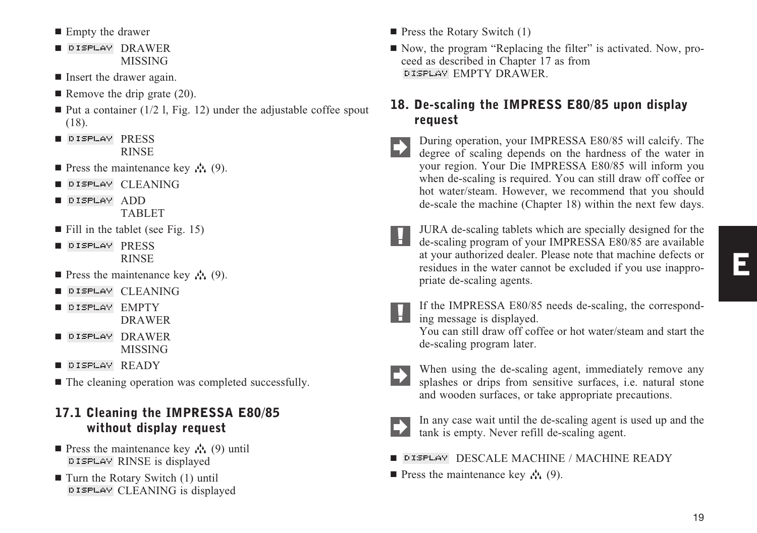- Empty the drawer
- DISPLAY DRAWER MISSING
- Insert the drawer again.
- Remove the drip grate (20).
- Put a container (1/2 l, Fig. 12) under the adjustable coffee spout (18).
- DISPLAY PRESS RINSE
- Press the maintenance key (9).
- DISPLAY CLEANING
- DISPLAY ADD TABLET
- Fill in the tablet (see Fig. 15)
- DISPLAY PRESS RINSE
- Press the maintenance key (9).
- DISPLAY CLEANING
- DISPLAY EMPTY DRAWER
- DISPLAY DRAWER MISSING
- DISPLAY READY
- The cleaning operation was completed successfully.

## 17.1 Cleaning the IMPRESSA E80/85 without display request

- Press the maintenance key (9) until DISPLAY RINSE is displayed
- Turn the Rotary Switch (1) until DISPLAY CLEANING is displayed
- Press the Rotary Switch (1)
- Now, the program “Replacing the filter” is activated. Now, proceed as described in Chapter 17 as from DISPLAY EMPTY DRAWER.

## 18. De-scaling the IMPRESS E80/85 upon display request

During operation, your IMPRESSA E80/85 will calcify. The degree of scaling depends on the hardness of the water in your region. Your Die IMPRESSA E80/85 will inform you when de-scaling is required. You can still draw off coffee or hot water/steam. However, we recommend that you should de-scale the machine (Chapter 18) within the next few days.

JURA de-scaling tablets which are specially designed for the de-scaling program of your IMPRESSA E80/85 are available at your authorized dealer. Please note that machine defects or residues in the water cannot be excluded if you use inappropriate de-scaling agents.

If the IMPRESSA E80/85 needs de-scaling, the corresponding message is displayed.
You can still draw off coffee or hot water/steam and start the de-scaling program later.

When using the de-scaling agent, immediately remove any splashes or drips from sensitive surfaces, i.e. natural stone and wooden surfaces, or take appropriate precautions.

In any case wait until the de-scaling agent is used up and the tank is empty. Never refill de-scaling agent.

- DISPLAY DESCALE MACHINE / MACHINE READY
- Press the maintenance key (9).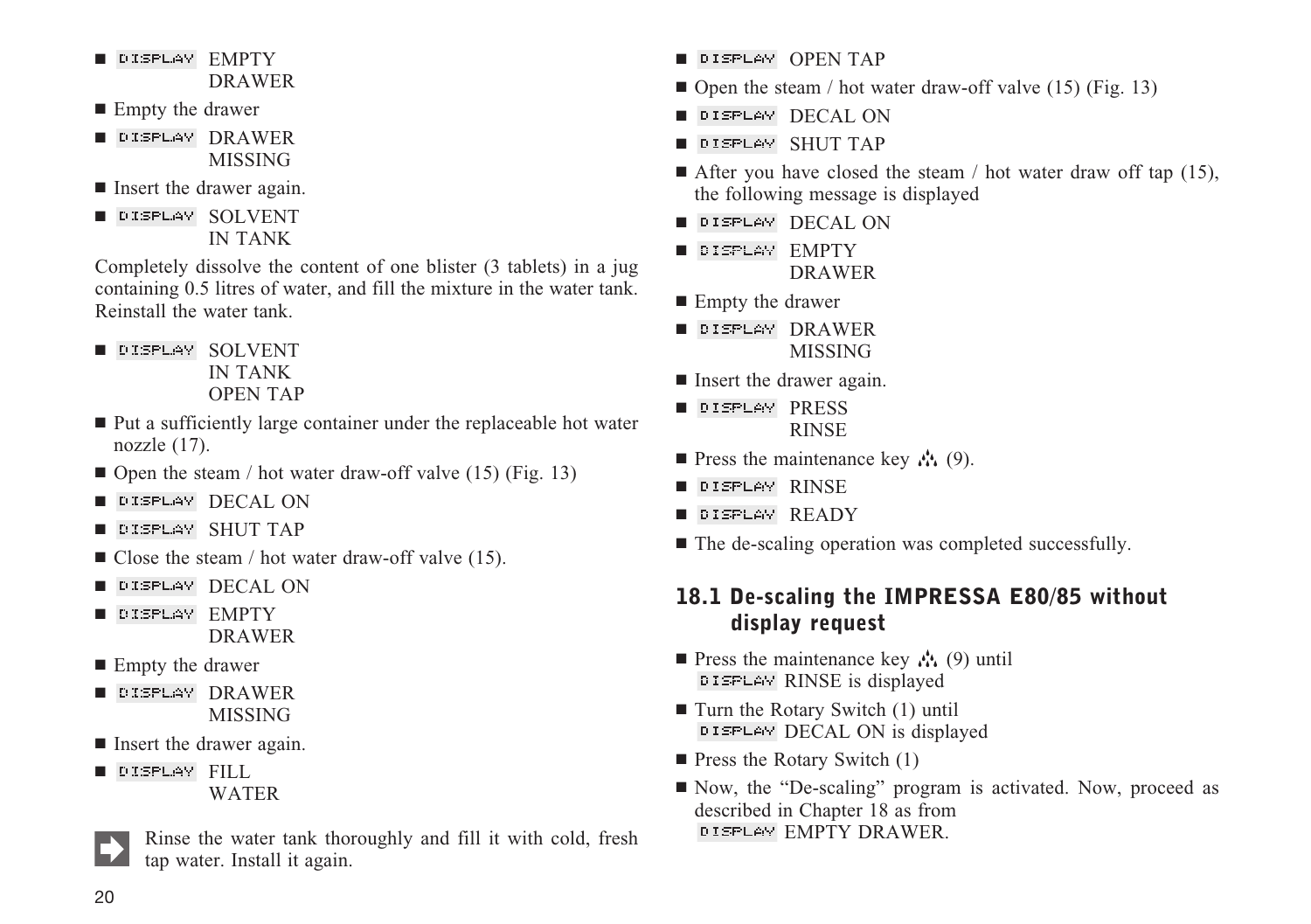- DISPLAY EMPTY DRAWER
- Empty the drawer
- DISPLAY DRAWER MISSING
- Insert the drawer again.
- DISPLAY SOLVENT IN TANK

Completely dissolve the content of one blister (3 tablets) in a jug containing 0.5 litres of water, and fill the mixture in the water tank. Reinstall the water tank.

- DISPLAY SOLVENT IN TANK OPEN TAP
- Put a sufficiently large container under the replaceable hot water nozzle (17).
- Open the steam / hot water draw-off valve (15) (Fig. 13)
- DISPLAY DECAL ON
- DISPLAY SHUT TAP
- Close the steam / hot water draw-off valve (15).
- DISPLAY DECAL ON
- DISPLAY EMPTY DRAWER
- Empty the drawer
- DISPLAY DRAWER MISSING
- Insert the drawer again.
- DISPLAY FILL WATER

Rinse the water tank thoroughly and fill it with cold, fresh tap water. Install it again.

- DISPLAY OPEN TAP
- Open the steam / hot water draw-off valve (15) (Fig. 13)
- DISPLAY DECAL ON
- DISPLAY SHUT TAP
- After you have closed the steam / hot water draw off tap (15), the following message is displayed
- DISPLAY DECAL ON
- DISPLAY EMPTY DRAWER
- Empty the drawer
- DISPLAY DRAWER MISSING
- Insert the drawer again.
- DISPLAY PRESS RINSE
- Press the maintenance key (9).
- DISPLAY RINSE
- DISPLAY READY
- The de-scaling operation was completed successfully.

## 18.1 De-scaling the IMPRESSA E80/85 without display request

- Press the maintenance key (9) until DISPLAY RINSE is displayed
- Turn the Rotary Switch (1) until DISPLAY DECAL ON is displayed
- Press the Rotary Switch (1)
- Now, the “De-scaling” program is activated. Now, proceed as described in Chapter 18 as from DISPLAY EMPTY DRAWER.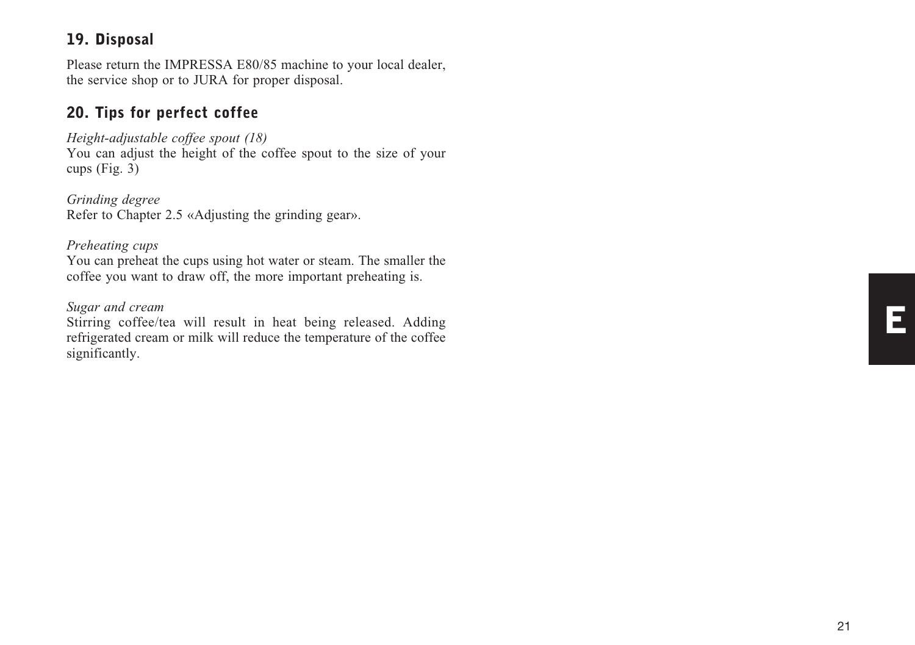## 19. Disposal

Please return the IMPRESSA E80/85 machine to your local dealer, the service shop or to JURA for proper disposal.

## 20. Tips for perfect coffee

*Height-adjustable coffee spout (18)*
You can adjust the height of the coffee spout to the size of your cups (Fig. 3)

*Grinding degree*
Refer to Chapter 2.5 «Adjusting the grinding gear».

*Preheating cups*
You can preheat the cups using hot water or steam. The smaller the coffee you want to draw off, the more important preheating is.

*Sugar and cream*
Stirring coffee/tea will result in heat being released. Adding refrigerated cream or milk will reduce the temperature of the coffee significantly.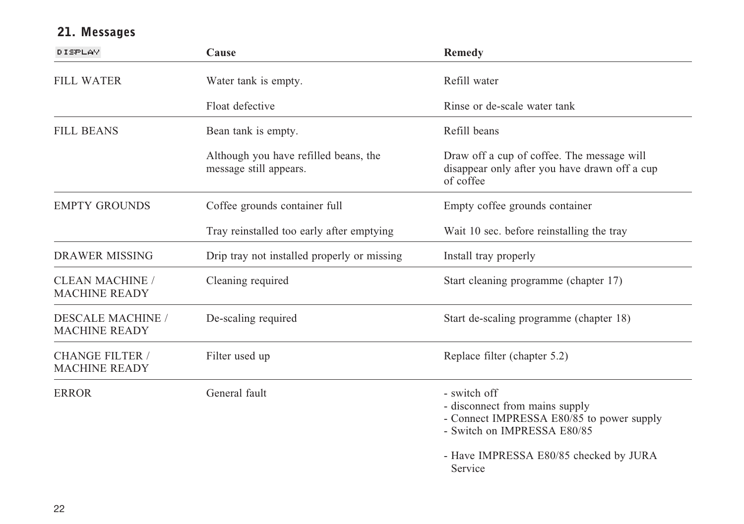## 21. Messages

| DISPLAY | Cause | Remedy |
|---|---|---|
| FILL WATER | Water tank is empty. | Refill water |
| | Float defective | Rinse or de-scale water tank |
| FILL BEANS | Bean tank is empty. | Refill beans |
| | Although you have refilled beans, the message still appears. | Draw off a cup of coffee. The message will disappear only after you have drawn off a cup of coffee |
| EMPTY GROUNDS | Coffee grounds container full | Empty coffee grounds container |
| | Tray reinstalled too early after emptying | Wait 10 sec. before reinstalling the tray |
| DRAWER MISSING | Drip tray not installed properly or missing | Install tray properly |
| CLEAN MACHINE / MACHINE READY | Cleaning required | Start cleaning programme (chapter 17) |
| DESCALE MACHINE / MACHINE READY | De-scaling required | Start de-scaling programme (chapter 18) |
| CHANGE FILTER / MACHINE READY | Filter used up | Replace filter (chapter 5.2) |
| ERROR | General fault | - switch off<br>- disconnect from mains supply<br>- Connect IMPRESSA E80/85 to power supply<br>- Switch on IMPRESSA E80/85<br><br>- Have IMPRESSA E80/85 checked by JURA Service |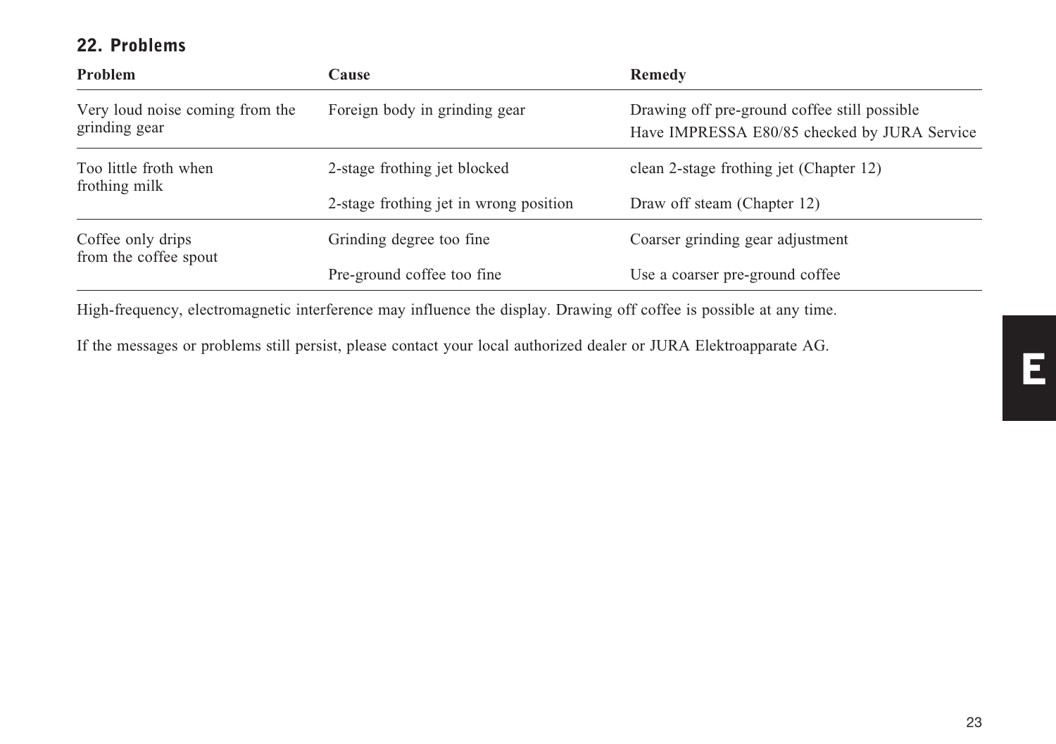## 22. Problems

| Problem | Cause | Remedy |
| --- | --- | --- |
| Very loud noise coming from the grinding gear | Foreign body in grinding gear | Drawing off pre-ground coffee still possible<br>Have IMPRESSA E80/85 checked by JURA Service |
| Too little froth when frothing milk | 2-stage frothing jet blocked | clean 2-stage frothing jet (Chapter 12) |
| | 2-stage frothing jet in wrong position | Draw off steam (Chapter 12) |
| Coffee only drips from the coffee spout | Grinding degree too fine | Coarser grinding gear adjustment |
| | Pre-ground coffee too fine | Use a coarser pre-ground coffee |

High-frequency, electromagnetic interference may influence the display. Drawing off coffee is possible at any time.

If the messages or problems still persist, please contact your local authorized dealer or JURA Elektroapparate AG.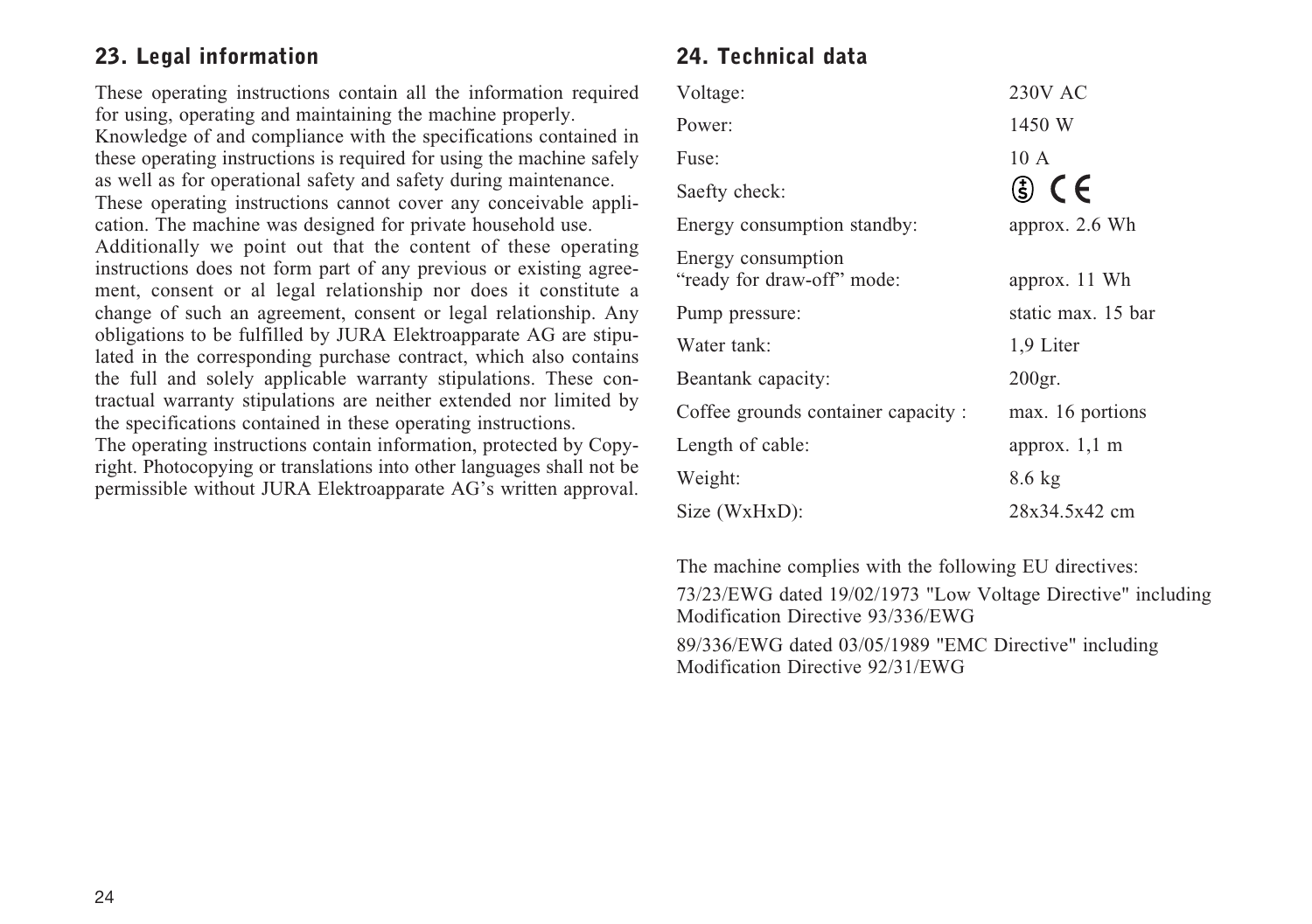## 23. Legal information

These operating instructions contain all the information required for using, operating and maintaining the machine properly.
Knowledge of and compliance with the specifications contained in these operating instructions is required for using the machine safely as well as for operational safety and safety during maintenance.
These operating instructions cannot cover any conceivable application. The machine was designed for private household use.
Additionally we point out that the content of these operating instructions does not form part of any previous or existing agreement, consent or al legal relationship nor does it constitute a change of such an agreement, consent or legal relationship. Any obligations to be fulfilled by JURA Elektroapparate AG are stipulated in the corresponding purchase contract, which also contains the full and solely applicable warranty stipulations. These contractual warranty stipulations are neither extended nor limited by the specifications contained in these operating instructions.
The operating instructions contain information, protected by Copyright. Photocopying or translations into other languages shall not be permissible without JURA Elektroapparate AG's written approval.

## 24. Technical data

| | |
|---|---|
| Voltage: | 230V AC |
| Power: | 1450 W |
| Fuse: | 10 A |
| Saefty check: | (S) CE |
| Energy consumption standby: | approx. 2.6 Wh |
| Energy consumption "ready for draw-off" mode: | approx. 11 Wh |
| Pump pressure: | static max. 15 bar |
| Water tank: | 1,9 Liter |
| Beantank capacity: | 200gr. |
| Coffee grounds container capacity : | max. 16 portions |
| Length of cable: | approx. 1,1 m |
| Weight: | 8.6 kg |
| Size (WxHxD): | 28x34.5x42 cm |

The machine complies with the following EU directives:

73/23/EWG dated 19/02/1973 "Low Voltage Directive" including Modification Directive 93/336/EWG

89/336/EWG dated 03/05/1989 "EMC Directive" including Modification Directive 92/31/EWG